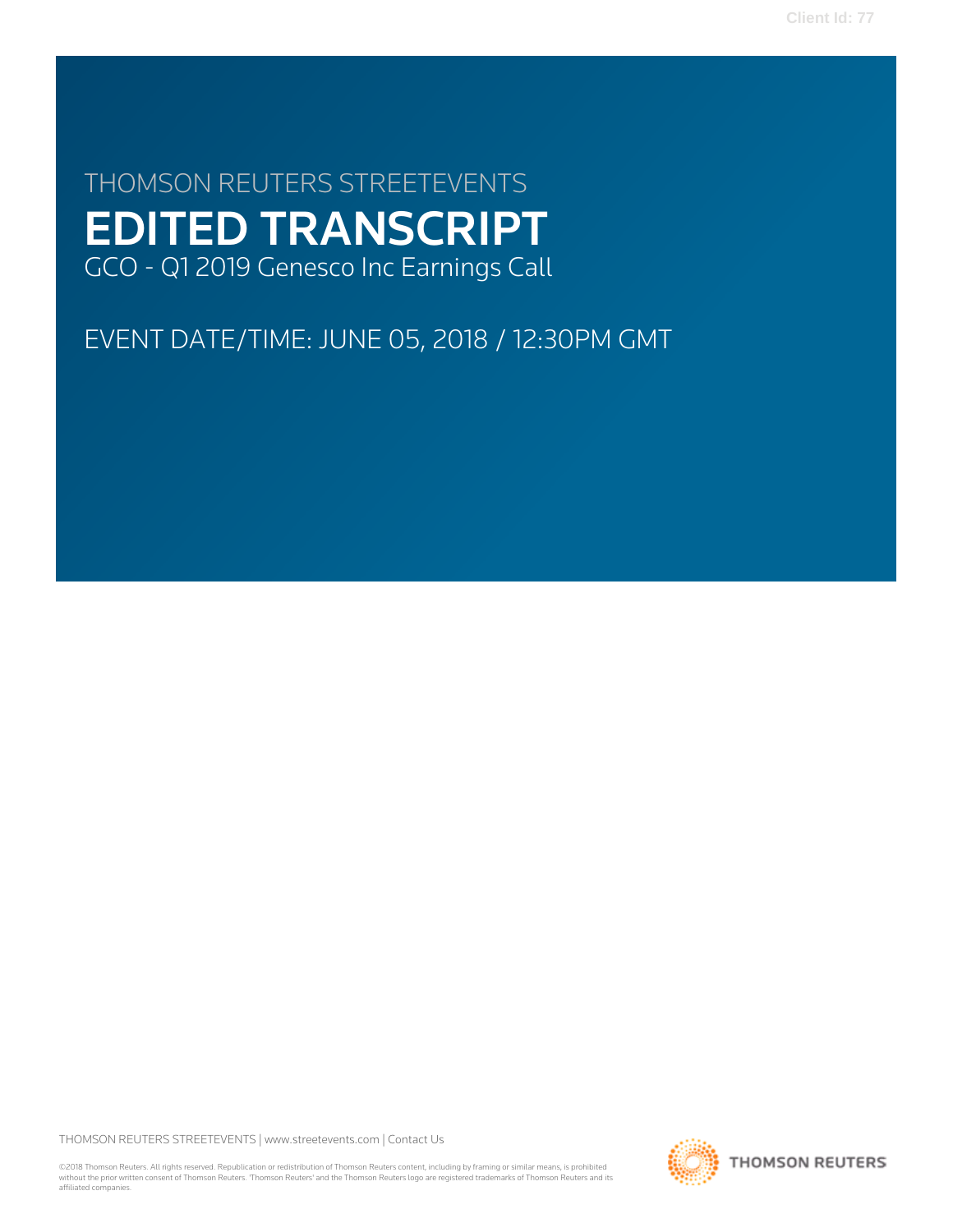Client Id: 77

# THOMSON REUTERS STREETEVENTS

# EDITED TRANSCRIPT

GCO - Q1 2019 Genesco Inc Earnings Call

EVENT DATE/TIME: JUNE 05, 2018 / 12:30PM GMT

THOMSON REUTERS STREETEVENTS | www.streetevents.com | Contact Us

©2018 Thomson Reuters. All rights reserved. Republication or redistribution of Thomson Reuters content, including by framing or similar means, is prohibited without the prior written consent of Thomson Reuters. 'Thomson Reuters' and the Thomson Reuters logo are registered trademarks of Thomson Reuters and its affiliated companies.

THOMSON REUTERS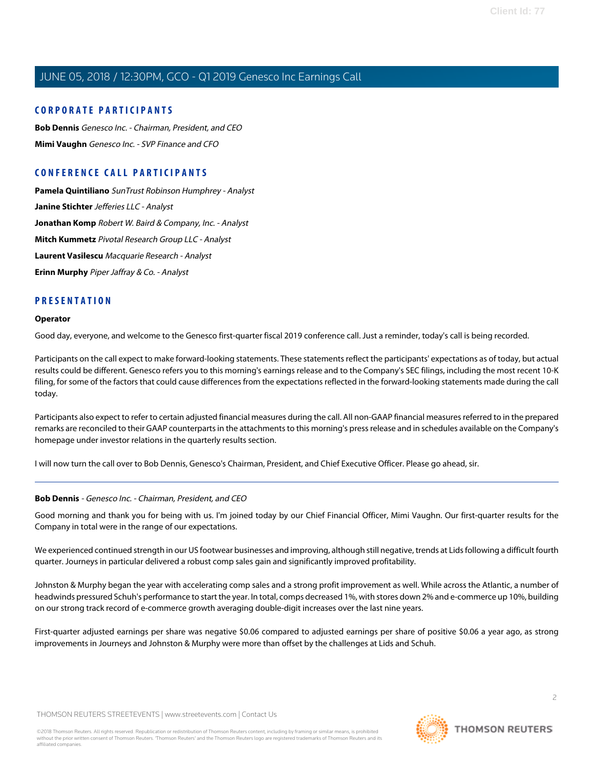## CORPORATE PARTICIPANTS

**Bob Dennis** *Genesco Inc. - Chairman, President, and CEO*

**Mimi Vaughn** *Genesco Inc. - SVP Finance and CFO*

## CONFERENCE CALL PARTICIPANTS

**Pamela Quintiliano** *SunTrust Robinson Humphrey - Analyst*

**Janine Stichter** *Jefferies LLC - Analyst*

**Jonathan Komp** *Robert W. Baird & Company, Inc. - Analyst*

**Mitch Kummetz** *Pivotal Research Group LLC - Analyst*

**Laurent Vasilescu** *Macquarie Research - Analyst*

**Erinn Murphy** *Piper Jaffray & Co. - Analyst*

## PRESENTATION

**Operator**

Good day, everyone, and welcome to the Genesco first-quarter fiscal 2019 conference call. Just a reminder, today's call is being recorded.

Participants on the call expect to make forward-looking statements. These statements reflect the participants' expectations as of today, but actual results could be different. Genesco refers you to this morning's earnings release and to the Company's SEC filings, including the most recent 10-K filing, for some of the factors that could cause differences from the expectations reflected in the forward-looking statements made during the call today.

Participants also expect to refer to certain adjusted financial measures during the call. All non-GAAP financial measures referred to in the prepared remarks are reconciled to their GAAP counterparts in the attachments to this morning's press release and in schedules available on the Company's homepage under investor relations in the quarterly results section.

I will now turn the call over to Bob Dennis, Genesco's Chairman, President, and Chief Executive Officer. Please go ahead, sir.

---

**Bob Dennis** - *Genesco Inc. - Chairman, President, and CEO*

Good morning and thank you for being with us. I'm joined today by our Chief Financial Officer, Mimi Vaughn. Our first-quarter results for the Company in total were in the range of our expectations.

We experienced continued strength in our US footwear businesses and improving, although still negative, trends at Lids following a difficult fourth quarter. Journeys in particular delivered a robust comp sales gain and significantly improved profitability.

Johnston & Murphy began the year with accelerating comp sales and a strong profit improvement as well. While across the Atlantic, a number of headwinds pressured Schuh's performance to start the year. In total, comps decreased 1%, with stores down 2% and e-commerce up 10%, building on our strong track record of e-commerce growth averaging double-digit increases over the last nine years.

First-quarter adjusted earnings per share was negative $0.06 compared to adjusted earnings per share of positive $0.06 a year ago, as strong improvements in Journeys and Johnston & Murphy were more than offset by the challenges at Lids and Schuh.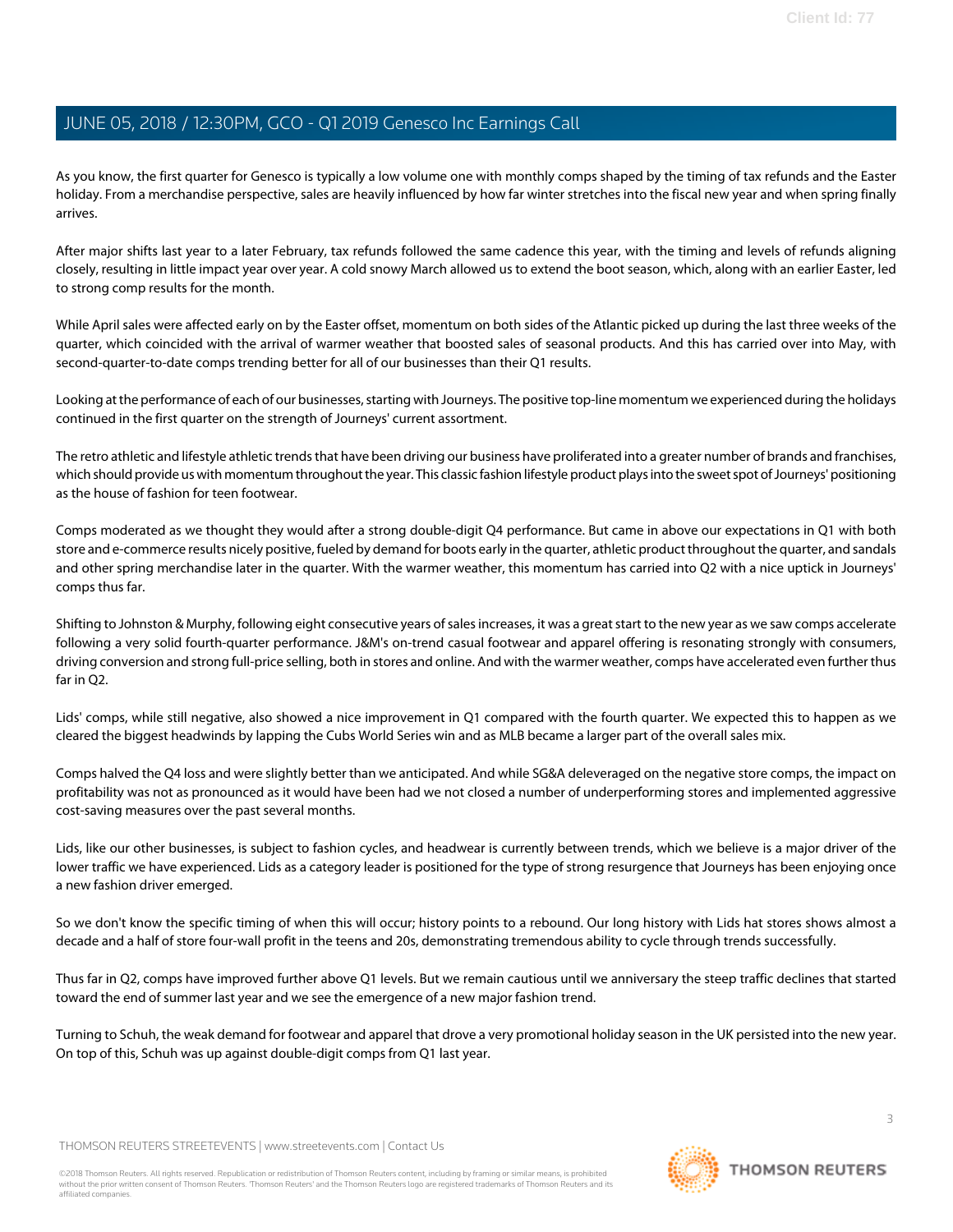As you know, the first quarter for Genesco is typically a low volume one with monthly comps shaped by the timing of tax refunds and the Easter holiday. From a merchandise perspective, sales are heavily influenced by how far winter stretches into the fiscal new year and when spring finally arrives.

After major shifts last year to a later February, tax refunds followed the same cadence this year, with the timing and levels of refunds aligning closely, resulting in little impact year over year. A cold snowy March allowed us to extend the boot season, which, along with an earlier Easter, led to strong comp results for the month.

While April sales were affected early on by the Easter offset, momentum on both sides of the Atlantic picked up during the last three weeks of the quarter, which coincided with the arrival of warmer weather that boosted sales of seasonal products. And this has carried over into May, with second-quarter-to-date comps trending better for all of our businesses than their Q1 results.

Looking at the performance of each of our businesses, starting with Journeys. The positive top-line momentum we experienced during the holidays continued in the first quarter on the strength of Journeys' current assortment.

The retro athletic and lifestyle athletic trends that have been driving our business have proliferated into a greater number of brands and franchises, which should provide us with momentum throughout the year. This classic fashion lifestyle product plays into the sweet spot of Journeys' positioning as the house of fashion for teen footwear.

Comps moderated as we thought they would after a strong double-digit Q4 performance. But came in above our expectations in Q1 with both store and e-commerce results nicely positive, fueled by demand for boots early in the quarter, athletic product throughout the quarter, and sandals and other spring merchandise later in the quarter. With the warmer weather, this momentum has carried into Q2 with a nice uptick in Journeys' comps thus far.

Shifting to Johnston & Murphy, following eight consecutive years of sales increases, it was a great start to the new year as we saw comps accelerate following a very solid fourth-quarter performance. J&M's on-trend casual footwear and apparel offering is resonating strongly with consumers, driving conversion and strong full-price selling, both in stores and online. And with the warmer weather, comps have accelerated even further thus far in Q2.

Lids' comps, while still negative, also showed a nice improvement in Q1 compared with the fourth quarter. We expected this to happen as we cleared the biggest headwinds by lapping the Cubs World Series win and as MLB became a larger part of the overall sales mix.

Comps halved the Q4 loss and were slightly better than we anticipated. And while SG&A deleveraged on the negative store comps, the impact on profitability was not as pronounced as it would have been had we not closed a number of underperforming stores and implemented aggressive cost-saving measures over the past several months.

Lids, like our other businesses, is subject to fashion cycles, and headwear is currently between trends, which we believe is a major driver of the lower traffic we have experienced. Lids as a category leader is positioned for the type of strong resurgence that Journeys has been enjoying once a new fashion driver emerged.

So we don't know the specific timing of when this will occur; history points to a rebound. Our long history with Lids hat stores shows almost a decade and a half of store four-wall profit in the teens and 20s, demonstrating tremendous ability to cycle through trends successfully.

Thus far in Q2, comps have improved further above Q1 levels. But we remain cautious until we anniversary the steep traffic declines that started toward the end of summer last year and we see the emergence of a new major fashion trend.

Turning to Schuh, the weak demand for footwear and apparel that drove a very promotional holiday season in the UK persisted into the new year. On top of this, Schuh was up against double-digit comps from Q1 last year.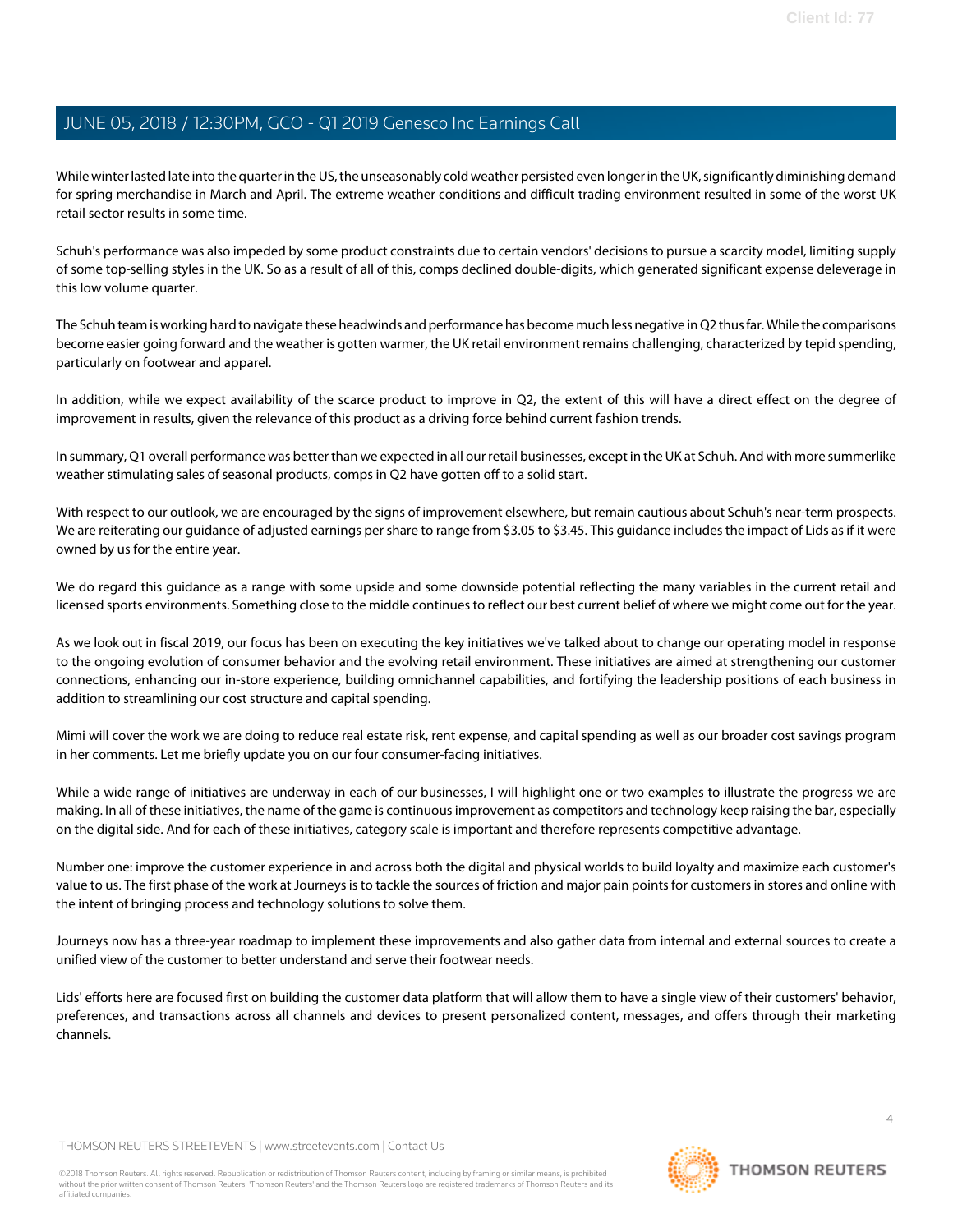While winter lasted late into the quarter in the US, the unseasonably cold weather persisted even longer in the UK, significantly diminishing demand for spring merchandise in March and April. The extreme weather conditions and difficult trading environment resulted in some of the worst UK retail sector results in some time.

Schuh's performance was also impeded by some product constraints due to certain vendors' decisions to pursue a scarcity model, limiting supply of some top-selling styles in the UK. So as a result of all of this, comps declined double-digits, which generated significant expense deleverage in this low volume quarter.

The Schuh team is working hard to navigate these headwinds and performance has become much less negative in Q2 thus far. While the comparisons become easier going forward and the weather is gotten warmer, the UK retail environment remains challenging, characterized by tepid spending, particularly on footwear and apparel.

In addition, while we expect availability of the scarce product to improve in Q2, the extent of this will have a direct effect on the degree of improvement in results, given the relevance of this product as a driving force behind current fashion trends.

In summary, Q1 overall performance was better than we expected in all our retail businesses, except in the UK at Schuh. And with more summerlike weather stimulating sales of seasonal products, comps in Q2 have gotten off to a solid start.

With respect to our outlook, we are encouraged by the signs of improvement elsewhere, but remain cautious about Schuh's near-term prospects. We are reiterating our guidance of adjusted earnings per share to range from $3.05 to $3.45. This guidance includes the impact of Lids as if it were owned by us for the entire year.

We do regard this guidance as a range with some upside and some downside potential reflecting the many variables in the current retail and licensed sports environments. Something close to the middle continues to reflect our best current belief of where we might come out for the year.

As we look out in fiscal 2019, our focus has been on executing the key initiatives we've talked about to change our operating model in response to the ongoing evolution of consumer behavior and the evolving retail environment. These initiatives are aimed at strengthening our customer connections, enhancing our in-store experience, building omnichannel capabilities, and fortifying the leadership positions of each business in addition to streamlining our cost structure and capital spending.

Mimi will cover the work we are doing to reduce real estate risk, rent expense, and capital spending as well as our broader cost savings program in her comments. Let me briefly update you on our four consumer-facing initiatives.

While a wide range of initiatives are underway in each of our businesses, I will highlight one or two examples to illustrate the progress we are making. In all of these initiatives, the name of the game is continuous improvement as competitors and technology keep raising the bar, especially on the digital side. And for each of these initiatives, category scale is important and therefore represents competitive advantage.

Number one: improve the customer experience in and across both the digital and physical worlds to build loyalty and maximize each customer's value to us. The first phase of the work at Journeys is to tackle the sources of friction and major pain points for customers in stores and online with the intent of bringing process and technology solutions to solve them.

Journeys now has a three-year roadmap to implement these improvements and also gather data from internal and external sources to create a unified view of the customer to better understand and serve their footwear needs.

Lids' efforts here are focused first on building the customer data platform that will allow them to have a single view of their customers' behavior, preferences, and transactions across all channels and devices to present personalized content, messages, and offers through their marketing channels.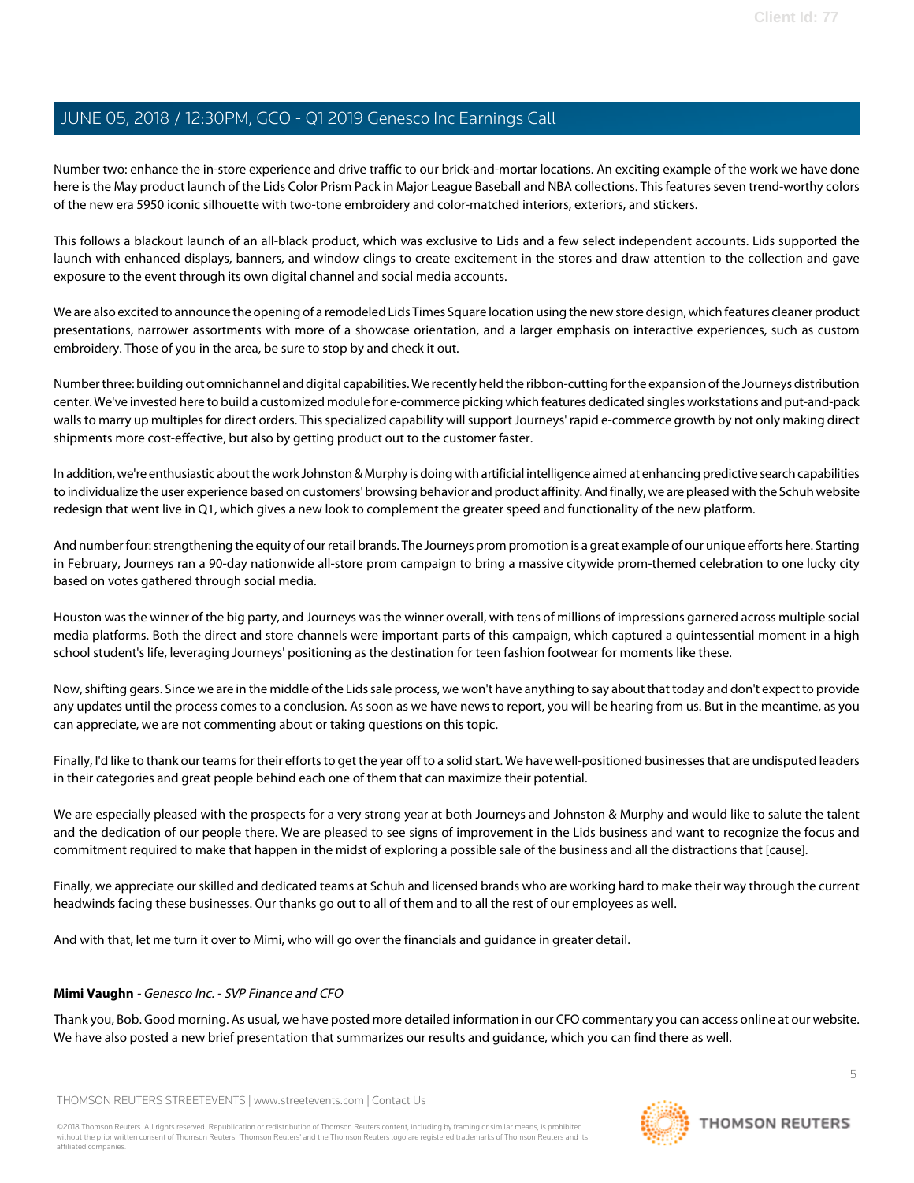Number two: enhance the in-store experience and drive traffic to our brick-and-mortar locations. An exciting example of the work we have done here is the May product launch of the Lids Color Prism Pack in Major League Baseball and NBA collections. This features seven trend-worthy colors of the new era 5950 iconic silhouette with two-tone embroidery and color-matched interiors, exteriors, and stickers.

This follows a blackout launch of an all-black product, which was exclusive to Lids and a few select independent accounts. Lids supported the launch with enhanced displays, banners, and window clings to create excitement in the stores and draw attention to the collection and gave exposure to the event through its own digital channel and social media accounts.

We are also excited to announce the opening of a remodeled Lids Times Square location using the new store design, which features cleaner product presentations, narrower assortments with more of a showcase orientation, and a larger emphasis on interactive experiences, such as custom embroidery. Those of you in the area, be sure to stop by and check it out.

Number three: building out omnichannel and digital capabilities. We recently held the ribbon-cutting for the expansion of the Journeys distribution center. We've invested here to build a customized module for e-commerce picking which features dedicated singles workstations and put-and-pack walls to marry up multiples for direct orders. This specialized capability will support Journeys' rapid e-commerce growth by not only making direct shipments more cost-effective, but also by getting product out to the customer faster.

In addition, we're enthusiastic about the work Johnston & Murphy is doing with artificial intelligence aimed at enhancing predictive search capabilities to individualize the user experience based on customers' browsing behavior and product affinity. And finally, we are pleased with the Schuh website redesign that went live in Q1, which gives a new look to complement the greater speed and functionality of the new platform.

And number four: strengthening the equity of our retail brands. The Journeys prom promotion is a great example of our unique efforts here. Starting in February, Journeys ran a 90-day nationwide all-store prom campaign to bring a massive citywide prom-themed celebration to one lucky city based on votes gathered through social media.

Houston was the winner of the big party, and Journeys was the winner overall, with tens of millions of impressions garnered across multiple social media platforms. Both the direct and store channels were important parts of this campaign, which captured a quintessential moment in a high school student's life, leveraging Journeys' positioning as the destination for teen fashion footwear for moments like these.

Now, shifting gears. Since we are in the middle of the Lids sale process, we won't have anything to say about that today and don't expect to provide any updates until the process comes to a conclusion. As soon as we have news to report, you will be hearing from us. But in the meantime, as you can appreciate, we are not commenting about or taking questions on this topic.

Finally, I'd like to thank our teams for their efforts to get the year off to a solid start. We have well-positioned businesses that are undisputed leaders in their categories and great people behind each one of them that can maximize their potential.

We are especially pleased with the prospects for a very strong year at both Journeys and Johnston & Murphy and would like to salute the talent and the dedication of our people there. We are pleased to see signs of improvement in the Lids business and want to recognize the focus and commitment required to make that happen in the midst of exploring a possible sale of the business and all the distractions that [cause].

Finally, we appreciate our skilled and dedicated teams at Schuh and licensed brands who are working hard to make their way through the current headwinds facing these businesses. Our thanks go out to all of them and to all the rest of our employees as well.

And with that, let me turn it over to Mimi, who will go over the financials and guidance in greater detail.

---

**Mimi Vaughn** - *Genesco Inc. - SVP Finance and CFO*

Thank you, Bob. Good morning. As usual, we have posted more detailed information in our CFO commentary you can access online at our website. We have also posted a new brief presentation that summarizes our results and guidance, which you can find there as well.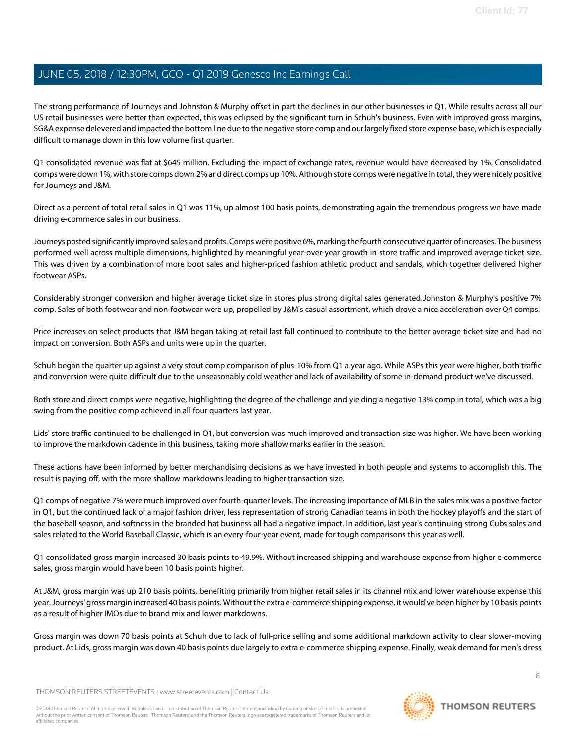The strong performance of Journeys and Johnston & Murphy offset in part the declines in our other businesses in Q1. While results across all our US retail businesses were better than expected, this was eclipsed by the significant turn in Schuh's business. Even with improved gross margins, SG&A expense delevered and impacted the bottom line due to the negative store comp and our largely fixed store expense base, which is especially difficult to manage down in this low volume first quarter.

Q1 consolidated revenue was flat at $645 million. Excluding the impact of exchange rates, revenue would have decreased by 1%. Consolidated comps were down 1%, with store comps down 2% and direct comps up 10%. Although store comps were negative in total, they were nicely positive for Journeys and J&M.

Direct as a percent of total retail sales in Q1 was 11%, up almost 100 basis points, demonstrating again the tremendous progress we have made driving e-commerce sales in our business.

Journeys posted significantly improved sales and profits. Comps were positive 6%, marking the fourth consecutive quarter of increases. The business performed well across multiple dimensions, highlighted by meaningful year-over-year growth in-store traffic and improved average ticket size. This was driven by a combination of more boot sales and higher-priced fashion athletic product and sandals, which together delivered higher footwear ASPs.

Considerably stronger conversion and higher average ticket size in stores plus strong digital sales generated Johnston & Murphy's positive 7% comp. Sales of both footwear and non-footwear were up, propelled by J&M's casual assortment, which drove a nice acceleration over Q4 comps.

Price increases on select products that J&M began taking at retail last fall continued to contribute to the better average ticket size and had no impact on conversion. Both ASPs and units were up in the quarter.

Schuh began the quarter up against a very stout comp comparison of plus-10% from Q1 a year ago. While ASPs this year were higher, both traffic and conversion were quite difficult due to the unseasonably cold weather and lack of availability of some in-demand product we've discussed.

Both store and direct comps were negative, highlighting the degree of the challenge and yielding a negative 13% comp in total, which was a big swing from the positive comp achieved in all four quarters last year.

Lids' store traffic continued to be challenged in Q1, but conversion was much improved and transaction size was higher. We have been working to improve the markdown cadence in this business, taking more shallow marks earlier in the season.

These actions have been informed by better merchandising decisions as we have invested in both people and systems to accomplish this. The result is paying off, with the more shallow markdowns leading to higher transaction size.

Q1 comps of negative 7% were much improved over fourth-quarter levels. The increasing importance of MLB in the sales mix was a positive factor in Q1, but the continued lack of a major fashion driver, less representation of strong Canadian teams in both the hockey playoffs and the start of the baseball season, and softness in the branded hat business all had a negative impact. In addition, last year's continuing strong Cubs sales and sales related to the World Baseball Classic, which is an every-four-year event, made for tough comparisons this year as well.

Q1 consolidated gross margin increased 30 basis points to 49.9%. Without increased shipping and warehouse expense from higher e-commerce sales, gross margin would have been 10 basis points higher.

At J&M, gross margin was up 210 basis points, benefiting primarily from higher retail sales in its channel mix and lower warehouse expense this year. Journeys' gross margin increased 40 basis points. Without the extra e-commerce shipping expense, it would've been higher by 10 basis points as a result of higher IMOs due to brand mix and lower markdowns.

Gross margin was down 70 basis points at Schuh due to lack of full-price selling and some additional markdown activity to clear slower-moving product. At Lids, gross margin was down 40 basis points due largely to extra e-commerce shipping expense. Finally, weak demand for men's dress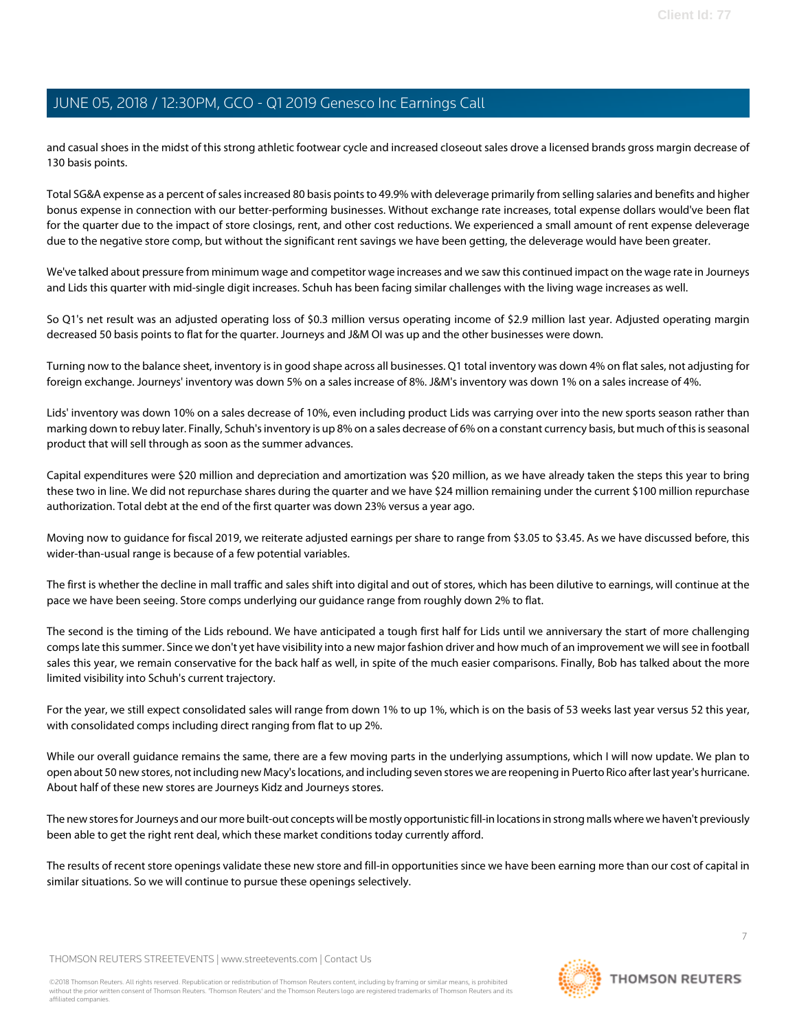and casual shoes in the midst of this strong athletic footwear cycle and increased closeout sales drove a licensed brands gross margin decrease of 130 basis points.

Total SG&A expense as a percent of sales increased 80 basis points to 49.9% with deleverage primarily from selling salaries and benefits and higher bonus expense in connection with our better-performing businesses. Without exchange rate increases, total expense dollars would've been flat for the quarter due to the impact of store closings, rent, and other cost reductions. We experienced a small amount of rent expense deleverage due to the negative store comp, but without the significant rent savings we have been getting, the deleverage would have been greater.

We've talked about pressure from minimum wage and competitor wage increases and we saw this continued impact on the wage rate in Journeys and Lids this quarter with mid-single digit increases. Schuh has been facing similar challenges with the living wage increases as well.

So Q1's net result was an adjusted operating loss of $0.3 million versus operating income of $2.9 million last year. Adjusted operating margin decreased 50 basis points to flat for the quarter. Journeys and J&M OI was up and the other businesses were down.

Turning now to the balance sheet, inventory is in good shape across all businesses. Q1 total inventory was down 4% on flat sales, not adjusting for foreign exchange. Journeys' inventory was down 5% on a sales increase of 8%. J&M's inventory was down 1% on a sales increase of 4%.

Lids' inventory was down 10% on a sales decrease of 10%, even including product Lids was carrying over into the new sports season rather than marking down to rebuy later. Finally, Schuh's inventory is up 8% on a sales decrease of 6% on a constant currency basis, but much of this is seasonal product that will sell through as soon as the summer advances.

Capital expenditures were $20 million and depreciation and amortization was $20 million, as we have already taken the steps this year to bring these two in line. We did not repurchase shares during the quarter and we have $24 million remaining under the current $100 million repurchase authorization. Total debt at the end of the first quarter was down 23% versus a year ago.

Moving now to guidance for fiscal 2019, we reiterate adjusted earnings per share to range from $3.05 to $3.45. As we have discussed before, this wider-than-usual range is because of a few potential variables.

The first is whether the decline in mall traffic and sales shift into digital and out of stores, which has been dilutive to earnings, will continue at the pace we have been seeing. Store comps underlying our guidance range from roughly down 2% to flat.

The second is the timing of the Lids rebound. We have anticipated a tough first half for Lids until we anniversary the start of more challenging comps late this summer. Since we don't yet have visibility into a new major fashion driver and how much of an improvement we will see in football sales this year, we remain conservative for the back half as well, in spite of the much easier comparisons. Finally, Bob has talked about the more limited visibility into Schuh's current trajectory.

For the year, we still expect consolidated sales will range from down 1% to up 1%, which is on the basis of 53 weeks last year versus 52 this year, with consolidated comps including direct ranging from flat to up 2%.

While our overall guidance remains the same, there are a few moving parts in the underlying assumptions, which I will now update. We plan to open about 50 new stores, not including new Macy's locations, and including seven stores we are reopening in Puerto Rico after last year's hurricane. About half of these new stores are Journeys Kidz and Journeys stores.

The new stores for Journeys and our more built-out concepts will be mostly opportunistic fill-in locations in strong malls where we haven't previously been able to get the right rent deal, which these market conditions today currently afford.

The results of recent store openings validate these new store and fill-in opportunities since we have been earning more than our cost of capital in similar situations. So we will continue to pursue these openings selectively.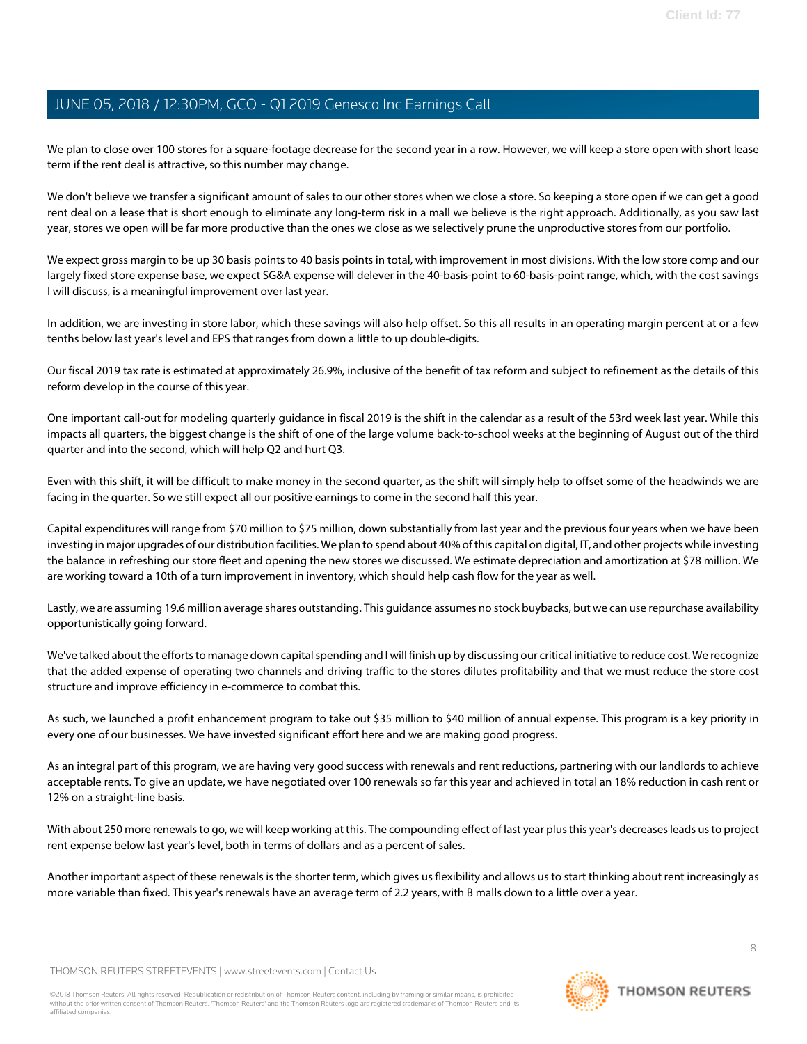We plan to close over 100 stores for a square-footage decrease for the second year in a row. However, we will keep a store open with short lease term if the rent deal is attractive, so this number may change.

We don't believe we transfer a significant amount of sales to our other stores when we close a store. So keeping a store open if we can get a good rent deal on a lease that is short enough to eliminate any long-term risk in a mall we believe is the right approach. Additionally, as you saw last year, stores we open will be far more productive than the ones we close as we selectively prune the unproductive stores from our portfolio.

We expect gross margin to be up 30 basis points to 40 basis points in total, with improvement in most divisions. With the low store comp and our largely fixed store expense base, we expect SG&A expense will delever in the 40-basis-point to 60-basis-point range, which, with the cost savings I will discuss, is a meaningful improvement over last year.

In addition, we are investing in store labor, which these savings will also help offset. So this all results in an operating margin percent at or a few tenths below last year's level and EPS that ranges from down a little to up double-digits.

Our fiscal 2019 tax rate is estimated at approximately 26.9%, inclusive of the benefit of tax reform and subject to refinement as the details of this reform develop in the course of this year.

One important call-out for modeling quarterly guidance in fiscal 2019 is the shift in the calendar as a result of the 53rd week last year. While this impacts all quarters, the biggest change is the shift of one of the large volume back-to-school weeks at the beginning of August out of the third quarter and into the second, which will help Q2 and hurt Q3.

Even with this shift, it will be difficult to make money in the second quarter, as the shift will simply help to offset some of the headwinds we are facing in the quarter. So we still expect all our positive earnings to come in the second half this year.

Capital expenditures will range from $70 million to $75 million, down substantially from last year and the previous four years when we have been investing in major upgrades of our distribution facilities. We plan to spend about 40% of this capital on digital, IT, and other projects while investing the balance in refreshing our store fleet and opening the new stores we discussed. We estimate depreciation and amortization at $78 million. We are working toward a 10th of a turn improvement in inventory, which should help cash flow for the year as well.

Lastly, we are assuming 19.6 million average shares outstanding. This guidance assumes no stock buybacks, but we can use repurchase availability opportunistically going forward.

We've talked about the efforts to manage down capital spending and I will finish up by discussing our critical initiative to reduce cost. We recognize that the added expense of operating two channels and driving traffic to the stores dilutes profitability and that we must reduce the store cost structure and improve efficiency in e-commerce to combat this.

As such, we launched a profit enhancement program to take out $35 million to $40 million of annual expense. This program is a key priority in every one of our businesses. We have invested significant effort here and we are making good progress.

As an integral part of this program, we are having very good success with renewals and rent reductions, partnering with our landlords to achieve acceptable rents. To give an update, we have negotiated over 100 renewals so far this year and achieved in total an 18% reduction in cash rent or 12% on a straight-line basis.

With about 250 more renewals to go, we will keep working at this. The compounding effect of last year plus this year's decreases leads us to project rent expense below last year's level, both in terms of dollars and as a percent of sales.

Another important aspect of these renewals is the shorter term, which gives us flexibility and allows us to start thinking about rent increasingly as more variable than fixed. This year's renewals have an average term of 2.2 years, with B malls down to a little over a year.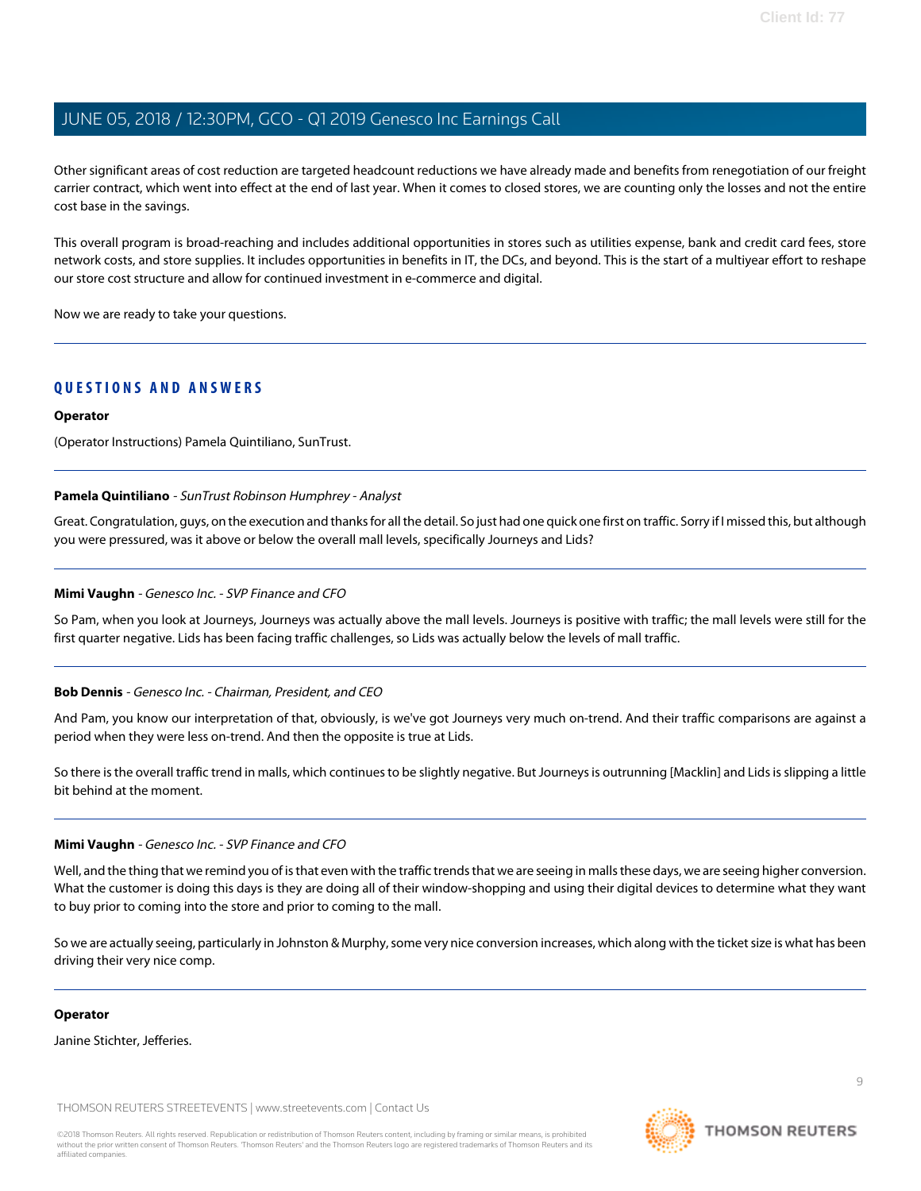Other significant areas of cost reduction are targeted headcount reductions we have already made and benefits from renegotiation of our freight carrier contract, which went into effect at the end of last year. When it comes to closed stores, we are counting only the losses and not the entire cost base in the savings.

This overall program is broad-reaching and includes additional opportunities in stores such as utilities expense, bank and credit card fees, store network costs, and store supplies. It includes opportunities in benefits in IT, the DCs, and beyond. This is the start of a multiyear effort to reshape our store cost structure and allow for continued investment in e-commerce and digital.

Now we are ready to take your questions.

## QUESTIONS AND ANSWERS

**Operator**

(Operator Instructions) Pamela Quintiliano, SunTrust.

**Pamela Quintiliano** - *SunTrust Robinson Humphrey - Analyst*

Great. Congratulation, guys, on the execution and thanks for all the detail. So just had one quick one first on traffic. Sorry if I missed this, but although you were pressured, was it above or below the overall mall levels, specifically Journeys and Lids?

**Mimi Vaughn** - *Genesco Inc. - SVP Finance and CFO*

So Pam, when you look at Journeys, Journeys was actually above the mall levels. Journeys is positive with traffic; the mall levels were still for the first quarter negative. Lids has been facing traffic challenges, so Lids was actually below the levels of mall traffic.

**Bob Dennis** - *Genesco Inc. - Chairman, President, and CEO*

And Pam, you know our interpretation of that, obviously, is we've got Journeys very much on-trend. And their traffic comparisons are against a period when they were less on-trend. And then the opposite is true at Lids.

So there is the overall traffic trend in malls, which continues to be slightly negative. But Journeys is outrunning [Macklin] and Lids is slipping a little bit behind at the moment.

**Mimi Vaughn** - *Genesco Inc. - SVP Finance and CFO*

Well, and the thing that we remind you of is that even with the traffic trends that we are seeing in malls these days, we are seeing higher conversion. What the customer is doing this days is they are doing all of their window-shopping and using their digital devices to determine what they want to buy prior to coming into the store and prior to coming to the mall.

So we are actually seeing, particularly in Johnston & Murphy, some very nice conversion increases, which along with the ticket size is what has been driving their very nice comp.

**Operator**

Janine Stichter, Jefferies.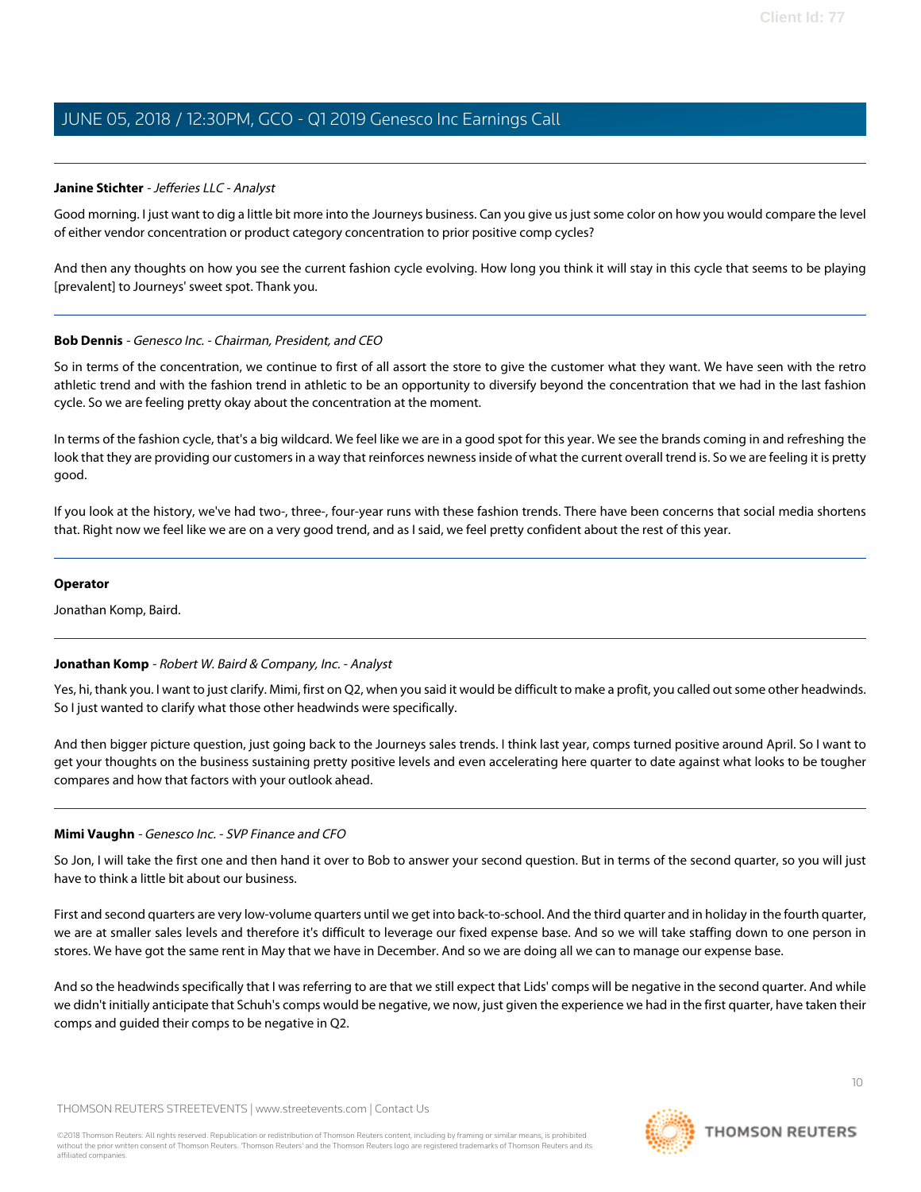**Janine Stichter** - *Jefferies LLC - Analyst*

Good morning. I just want to dig a little bit more into the Journeys business. Can you give us just some color on how you would compare the level of either vendor concentration or product category concentration to prior positive comp cycles?

And then any thoughts on how you see the current fashion cycle evolving. How long you think it will stay in this cycle that seems to be playing [prevalent] to Journeys' sweet spot. Thank you.

---

**Bob Dennis** - *Genesco Inc. - Chairman, President, and CEO*

So in terms of the concentration, we continue to first of all assort the store to give the customer what they want. We have seen with the retro athletic trend and with the fashion trend in athletic to be an opportunity to diversify beyond the concentration that we had in the last fashion cycle. So we are feeling pretty okay about the concentration at the moment.

In terms of the fashion cycle, that's a big wildcard. We feel like we are in a good spot for this year. We see the brands coming in and refreshing the look that they are providing our customers in a way that reinforces newness inside of what the current overall trend is. So we are feeling it is pretty good.

If you look at the history, we've had two-, three-, four-year runs with these fashion trends. There have been concerns that social media shortens that. Right now we feel like we are on a very good trend, and as I said, we feel pretty confident about the rest of this year.

---

**Operator**

Jonathan Komp, Baird.

---

**Jonathan Komp** - *Robert W. Baird & Company, Inc. - Analyst*

Yes, hi, thank you. I want to just clarify. Mimi, first on Q2, when you said it would be difficult to make a profit, you called out some other headwinds. So I just wanted to clarify what those other headwinds were specifically.

And then bigger picture question, just going back to the Journeys sales trends. I think last year, comps turned positive around April. So I want to get your thoughts on the business sustaining pretty positive levels and even accelerating here quarter to date against what looks to be tougher compares and how that factors with your outlook ahead.

---

**Mimi Vaughn** - *Genesco Inc. - SVP Finance and CFO*

So Jon, I will take the first one and then hand it over to Bob to answer your second question. But in terms of the second quarter, so you will just have to think a little bit about our business.

First and second quarters are very low-volume quarters until we get into back-to-school. And the third quarter and in holiday in the fourth quarter, we are at smaller sales levels and therefore it's difficult to leverage our fixed expense base. And so we will take staffing down to one person in stores. We have got the same rent in May that we have in December. And so we are doing all we can to manage our expense base.

And so the headwinds specifically that I was referring to are that we still expect that Lids' comps will be negative in the second quarter. And while we didn't initially anticipate that Schuh's comps would be negative, we now, just given the experience we had in the first quarter, have taken their comps and guided their comps to be negative in Q2.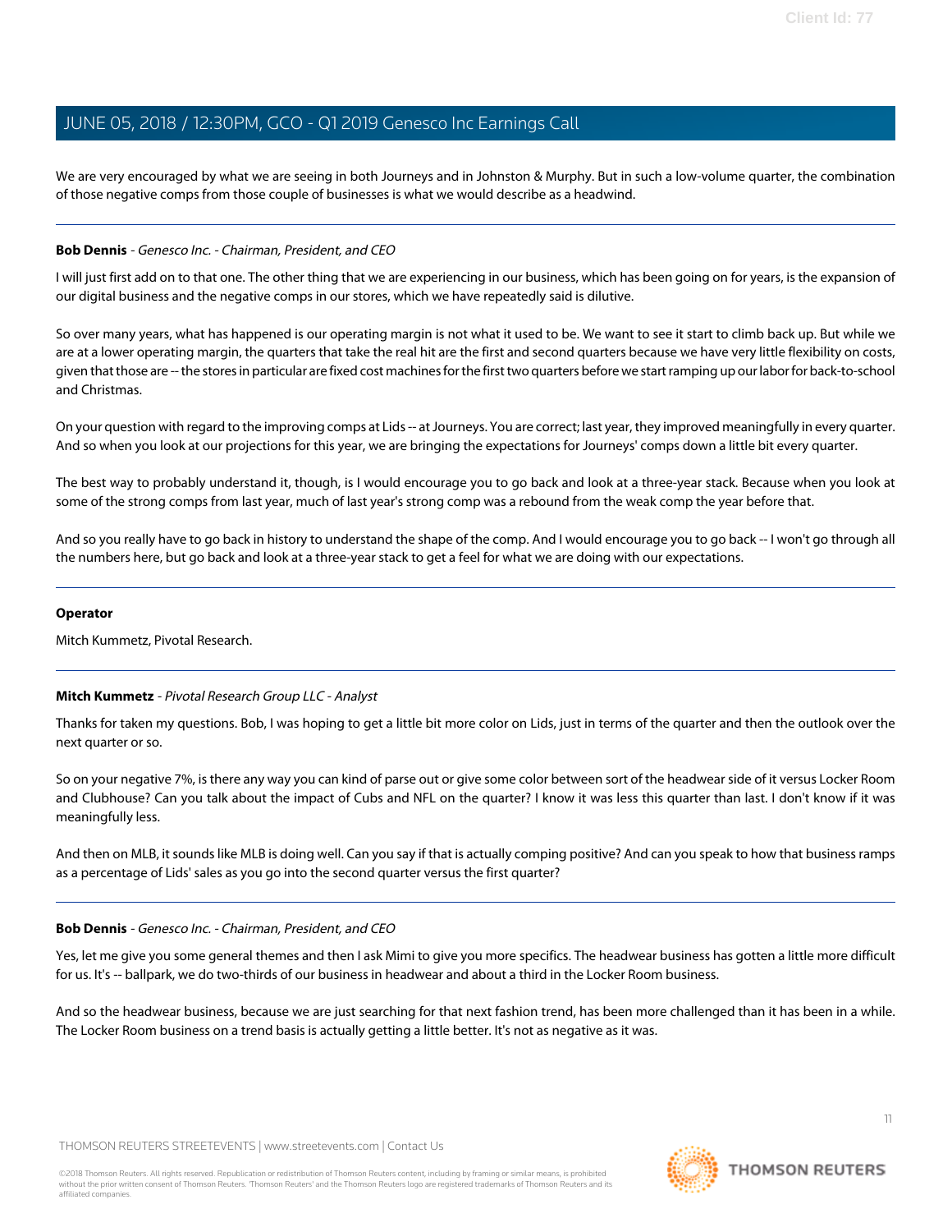We are very encouraged by what we are seeing in both Journeys and in Johnston & Murphy. But in such a low-volume quarter, the combination of those negative comps from those couple of businesses is what we would describe as a headwind.

---

**Bob Dennis** - *Genesco Inc. - Chairman, President, and CEO*

I will just first add on to that one. The other thing that we are experiencing in our business, which has been going on for years, is the expansion of our digital business and the negative comps in our stores, which we have repeatedly said is dilutive.

So over many years, what has happened is our operating margin is not what it used to be. We want to see it start to climb back up. But while we are at a lower operating margin, the quarters that take the real hit are the first and second quarters because we have very little flexibility on costs, given that those are -- the stores in particular are fixed cost machines for the first two quarters before we start ramping up our labor for back-to-school and Christmas.

On your question with regard to the improving comps at Lids -- at Journeys. You are correct; last year, they improved meaningfully in every quarter. And so when you look at our projections for this year, we are bringing the expectations for Journeys' comps down a little bit every quarter.

The best way to probably understand it, though, is I would encourage you to go back and look at a three-year stack. Because when you look at some of the strong comps from last year, much of last year's strong comp was a rebound from the weak comp the year before that.

And so you really have to go back in history to understand the shape of the comp. And I would encourage you to go back -- I won't go through all the numbers here, but go back and look at a three-year stack to get a feel for what we are doing with our expectations.

---

**Operator**

Mitch Kummetz, Pivotal Research.

---

**Mitch Kummetz** - *Pivotal Research Group LLC - Analyst*

Thanks for taken my questions. Bob, I was hoping to get a little bit more color on Lids, just in terms of the quarter and then the outlook over the next quarter or so.

So on your negative 7%, is there any way you can kind of parse out or give some color between sort of the headwear side of it versus Locker Room and Clubhouse? Can you talk about the impact of Cubs and NFL on the quarter? I know it was less this quarter than last. I don't know if it was meaningfully less.

And then on MLB, it sounds like MLB is doing well. Can you say if that is actually comping positive? And can you speak to how that business ramps as a percentage of Lids' sales as you go into the second quarter versus the first quarter?

---

**Bob Dennis** - *Genesco Inc. - Chairman, President, and CEO*

Yes, let me give you some general themes and then I ask Mimi to give you more specifics. The headwear business has gotten a little more difficult for us. It's -- ballpark, we do two-thirds of our business in headwear and about a third in the Locker Room business.

And so the headwear business, because we are just searching for that next fashion trend, has been more challenged than it has been in a while. The Locker Room business on a trend basis is actually getting a little better. It's not as negative as it was.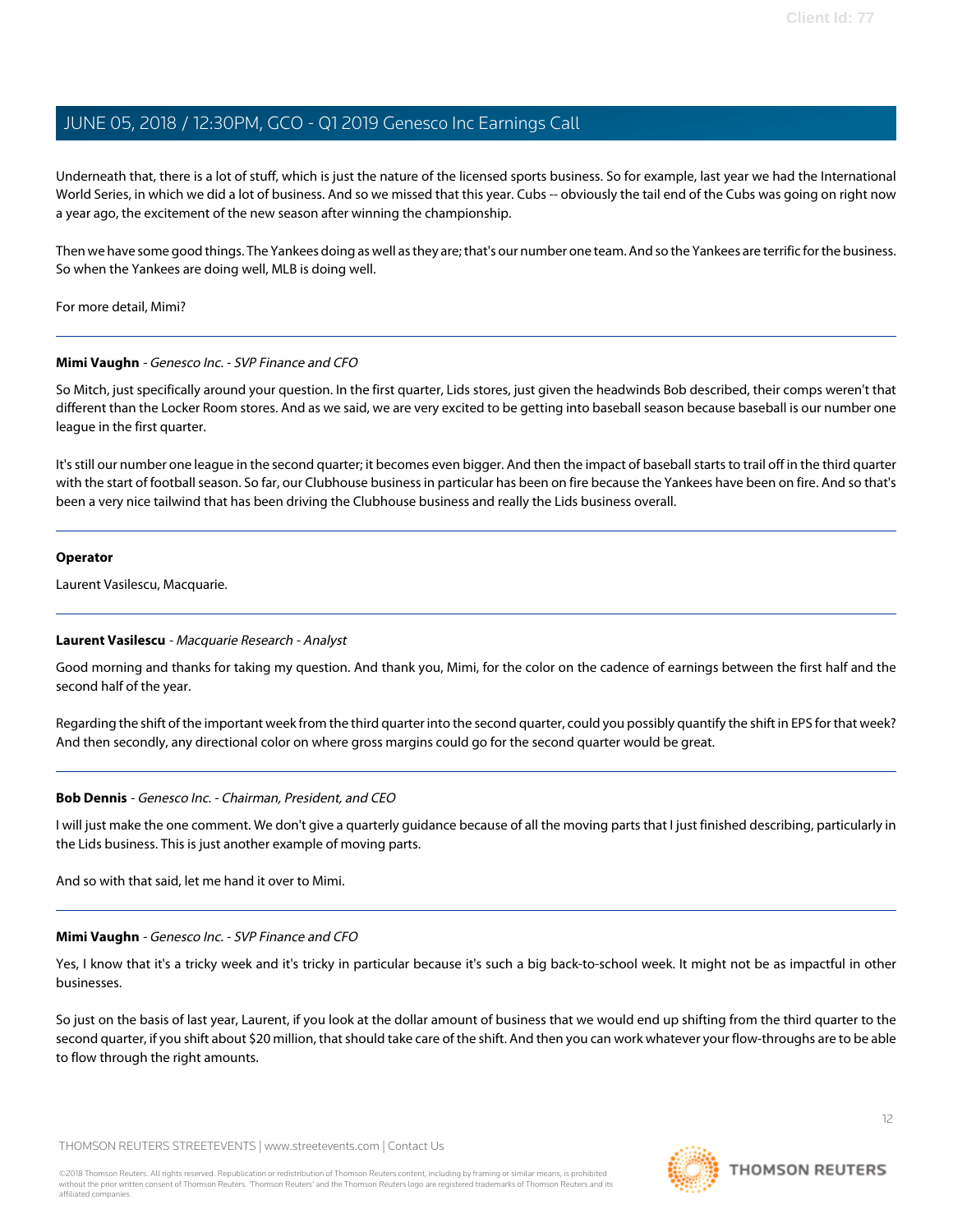Underneath that, there is a lot of stuff, which is just the nature of the licensed sports business. So for example, last year we had the International World Series, in which we did a lot of business. And so we missed that this year. Cubs -- obviously the tail end of the Cubs was going on right now a year ago, the excitement of the new season after winning the championship.

Then we have some good things. The Yankees doing as well as they are; that's our number one team. And so the Yankees are terrific for the business. So when the Yankees are doing well, MLB is doing well.

For more detail, Mimi?

---

**Mimi Vaughn** - *Genesco Inc. - SVP Finance and CFO*

So Mitch, just specifically around your question. In the first quarter, Lids stores, just given the headwinds Bob described, their comps weren't that different than the Locker Room stores. And as we said, we are very excited to be getting into baseball season because baseball is our number one league in the first quarter.

It's still our number one league in the second quarter; it becomes even bigger. And then the impact of baseball starts to trail off in the third quarter with the start of football season. So far, our Clubhouse business in particular has been on fire because the Yankees have been on fire. And so that's been a very nice tailwind that has been driving the Clubhouse business and really the Lids business overall.

---

**Operator**

Laurent Vasilescu, Macquarie.

---

**Laurent Vasilescu** - *Macquarie Research - Analyst*

Good morning and thanks for taking my question. And thank you, Mimi, for the color on the cadence of earnings between the first half and the second half of the year.

Regarding the shift of the important week from the third quarter into the second quarter, could you possibly quantify the shift in EPS for that week? And then secondly, any directional color on where gross margins could go for the second quarter would be great.

---

**Bob Dennis** - *Genesco Inc. - Chairman, President, and CEO*

I will just make the one comment. We don't give a quarterly guidance because of all the moving parts that I just finished describing, particularly in the Lids business. This is just another example of moving parts.

And so with that said, let me hand it over to Mimi.

---

**Mimi Vaughn** - *Genesco Inc. - SVP Finance and CFO*

Yes, I know that it's a tricky week and it's tricky in particular because it's such a big back-to-school week. It might not be as impactful in other businesses.

So just on the basis of last year, Laurent, if you look at the dollar amount of business that we would end up shifting from the third quarter to the second quarter, if you shift about $20 million, that should take care of the shift. And then you can work whatever your flow-throughs are to be able to flow through the right amounts.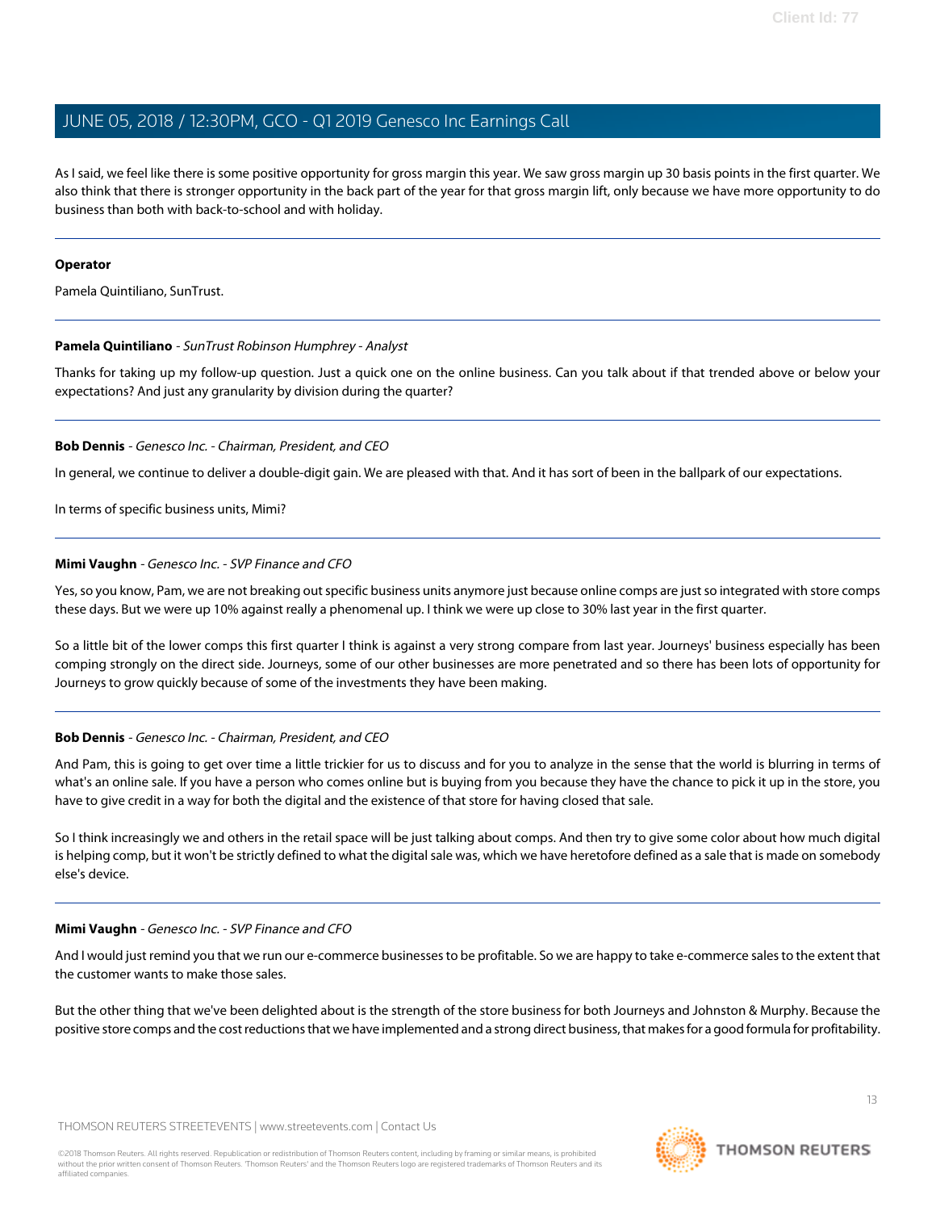As I said, we feel like there is some positive opportunity for gross margin this year. We saw gross margin up 30 basis points in the first quarter. We also think that there is stronger opportunity in the back part of the year for that gross margin lift, only because we have more opportunity to do business than both with back-to-school and with holiday.

---

**Operator**

Pamela Quintiliano, SunTrust.

---

**Pamela Quintiliano** - *SunTrust Robinson Humphrey - Analyst*

Thanks for taking up my follow-up question. Just a quick one on the online business. Can you talk about if that trended above or below your expectations? And just any granularity by division during the quarter?

---

**Bob Dennis** - *Genesco Inc. - Chairman, President, and CEO*

In general, we continue to deliver a double-digit gain. We are pleased with that. And it has sort of been in the ballpark of our expectations.

In terms of specific business units, Mimi?

---

**Mimi Vaughn** - *Genesco Inc. - SVP Finance and CFO*

Yes, so you know, Pam, we are not breaking out specific business units anymore just because online comps are just so integrated with store comps these days. But we were up 10% against really a phenomenal up. I think we were up close to 30% last year in the first quarter.

So a little bit of the lower comps this first quarter I think is against a very strong compare from last year. Journeys' business especially has been comping strongly on the direct side. Journeys, some of our other businesses are more penetrated and so there has been lots of opportunity for Journeys to grow quickly because of some of the investments they have been making.

---

**Bob Dennis** - *Genesco Inc. - Chairman, President, and CEO*

And Pam, this is going to get over time a little trickier for us to discuss and for you to analyze in the sense that the world is blurring in terms of what's an online sale. If you have a person who comes online but is buying from you because they have the chance to pick it up in the store, you have to give credit in a way for both the digital and the existence of that store for having closed that sale.

So I think increasingly we and others in the retail space will be just talking about comps. And then try to give some color about how much digital is helping comp, but it won't be strictly defined to what the digital sale was, which we have heretofore defined as a sale that is made on somebody else's device.

---

**Mimi Vaughn** - *Genesco Inc. - SVP Finance and CFO*

And I would just remind you that we run our e-commerce businesses to be profitable. So we are happy to take e-commerce sales to the extent that the customer wants to make those sales.

But the other thing that we've been delighted about is the strength of the store business for both Journeys and Johnston & Murphy. Because the positive store comps and the cost reductions that we have implemented and a strong direct business, that makes for a good formula for profitability.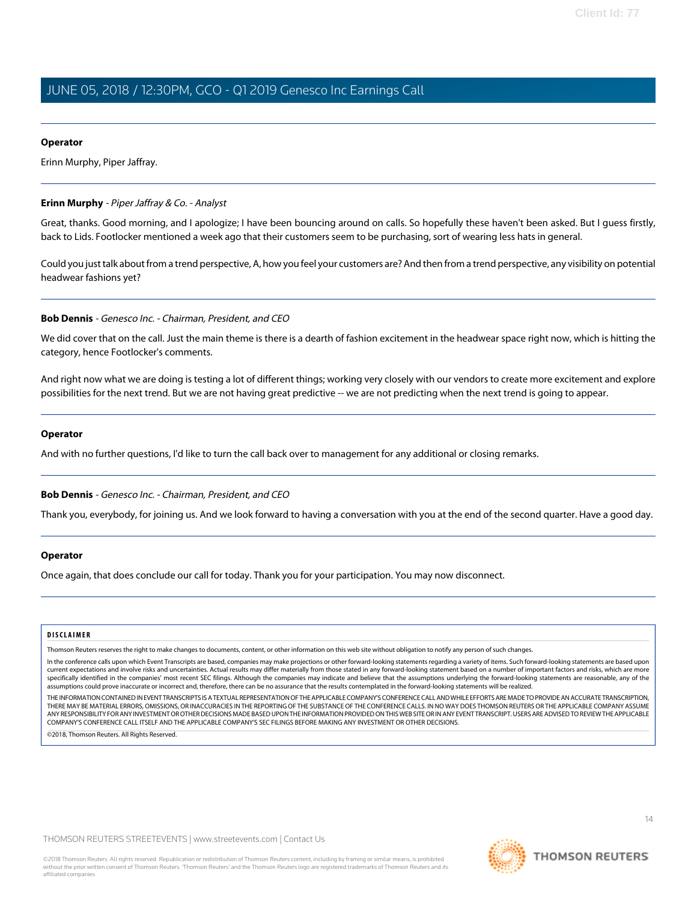**Operator**

Erinn Murphy, Piper Jaffray.

**Erinn Murphy** - *Piper Jaffray & Co. - Analyst*

Great, thanks. Good morning, and I apologize; I have been bouncing around on calls. So hopefully these haven't been asked. But I guess firstly, back to Lids. Footlocker mentioned a week ago that their customers seem to be purchasing, sort of wearing less hats in general.

Could you just talk about from a trend perspective, A, how you feel your customers are? And then from a trend perspective, any visibility on potential headwear fashions yet?

**Bob Dennis** - *Genesco Inc. - Chairman, President, and CEO*

We did cover that on the call. Just the main theme is there is a dearth of fashion excitement in the headwear space right now, which is hitting the category, hence Footlocker's comments.

And right now what we are doing is testing a lot of different things; working very closely with our vendors to create more excitement and explore possibilities for the next trend. But we are not having great predictive -- we are not predicting when the next trend is going to appear.

**Operator**

And with no further questions, I'd like to turn the call back over to management for any additional or closing remarks.

**Bob Dennis** - *Genesco Inc. - Chairman, President, and CEO*

Thank you, everybody, for joining us. And we look forward to having a conversation with you at the end of the second quarter. Have a good day.

**Operator**

Once again, that does conclude our call for today. Thank you for your participation. You may now disconnect.

**DISCLAIMER**

Thomson Reuters reserves the right to make changes to documents, content, or other information on this web site without obligation to notify any person of such changes.

In the conference calls upon which Event Transcripts are based, companies may make projections or other forward-looking statements regarding a variety of items. Such forward-looking statements are based upon current expectations and involve risks and uncertainties. Actual results may differ materially from those stated in any forward-looking statement based on a number of important factors and risks, which are more specifically identified in the companies' most recent SEC filings. Although the companies may indicate and believe that the assumptions underlying the forward-looking statements are reasonable, any of the assumptions could prove inaccurate or incorrect and, therefore, there can be no assurance that the results contemplated in the forward-looking statements will be realized.

THE INFORMATION CONTAINED IN EVENT TRANSCRIPTS IS A TEXTUAL REPRESENTATION OF THE APPLICABLE COMPANY'S CONFERENCE CALL AND WHILE EFFORTS ARE MADE TO PROVIDE AN ACCURATE TRANSCRIPTION, THERE MAY BE MATERIAL ERRORS, OMISSIONS, OR INACCURACIES IN THE REPORTING OF THE SUBSTANCE OF THE CONFERENCE CALLS. IN NO WAY DOES THOMSON REUTERS OR THE APPLICABLE COMPANY ASSUME ANY RESPONSIBILITY FOR ANY INVESTMENT OR OTHER DECISIONS MADE BASED UPON THE INFORMATION PROVIDED ON THIS WEB SITE OR IN ANY EVENT TRANSCRIPT. USERS ARE ADVISED TO REVIEW THE APPLICABLE COMPANY'S CONFERENCE CALL ITSELF AND THE APPLICABLE COMPANY'S SEC FILINGS BEFORE MAKING ANY INVESTMENT OR OTHER DECISIONS.

©2018, Thomson Reuters. All Rights Reserved.